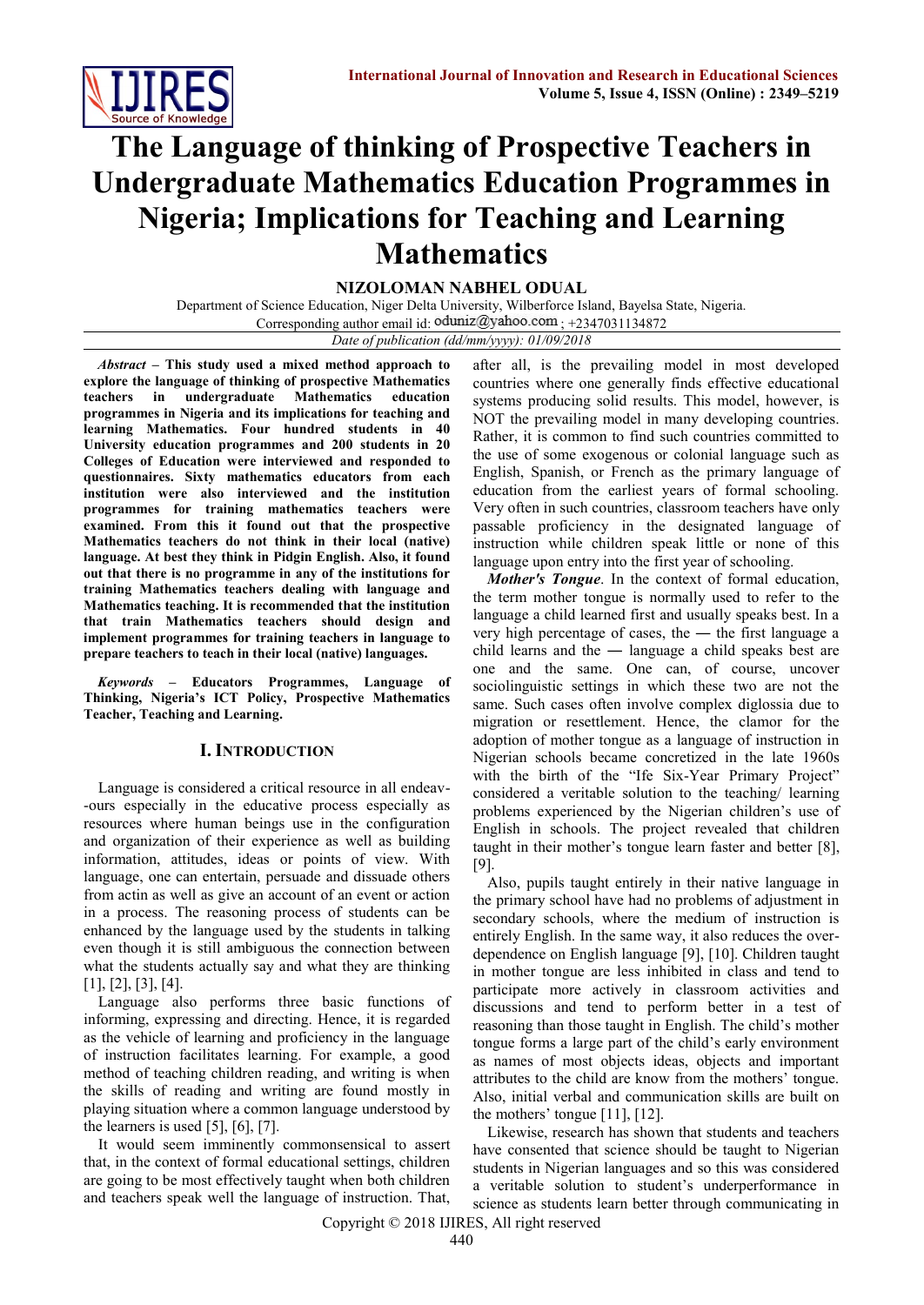# The Language of thinking of Prospective Teachers in Undergraduate Mathematics Education Programmes in Nigeria; Implications for Teaching and Learning Mathematics

**NIZOLOMAN NABHEL ODUAL**

Department of Science Education, Niger Delta University, Wilberforce Island, Bayelsa State, Nigeria.
Corresponding author email id: oduniz@yahoo.com ; +2347031134872

*Date of publication (dd/mm/yyyy): 01/09/2018*

***Abstract* – This study used a mixed method approach to explore the language of thinking of prospective Mathematics teachers in undergraduate Mathematics education programmes in Nigeria and its implications for teaching and learning Mathematics. Four hundred students in 40 University education programmes and 200 students in 20 Colleges of Education were interviewed and responded to questionnaires. Sixty mathematics educators from each institution were also interviewed and the institution programmes for training mathematics teachers were examined. From this it found out that the prospective Mathematics teachers do not think in their local (native) language. At best they think in Pidgin English. Also, it found out that there is no programme in any of the institutions for training Mathematics teachers dealing with language and Mathematics teaching. It is recommended that the institution that train Mathematics teachers should design and implement programmes for training teachers in language to prepare teachers to teach in their local (native) languages.**

***Keywords* – Educators Programmes, Language of Thinking, Nigeria's ICT Policy, Prospective Mathematics Teacher, Teaching and Learning.**

## I. Introduction

Language is considered a critical resource in all endeav--ours especially in the educative process especially as resources where human beings use in the configuration and organization of their experience as well as building information, attitudes, ideas or points of view. With language, one can entertain, persuade and dissuade others from actin as well as give an account of an event or action in a process. The reasoning process of students can be enhanced by the language used by the students in talking even though it is still ambiguous the connection between what the students actually say and what they are thinking [1], [2], [3], [4].

Language also performs three basic functions of informing, expressing and directing. Hence, it is regarded as the vehicle of learning and proficiency in the language of instruction facilitates learning. For example, a good method of teaching children reading, and writing is when the skills of reading and writing are found mostly in playing situation where a common language understood by the learners is used [5], [6], [7].

It would seem imminently commonsensical to assert that, in the context of formal educational settings, children are going to be most effectively taught when both children and teachers speak well the language of instruction. That, after all, is the prevailing model in most developed countries where one generally finds effective educational systems producing solid results. This model, however, is NOT the prevailing model in many developing countries. Rather, it is common to find such countries committed to the use of some exogenous or colonial language such as English, Spanish, or French as the primary language of education from the earliest years of formal schooling. Very often in such countries, classroom teachers have only passable proficiency in the designated language of instruction while children speak little or none of this language upon entry into the first year of schooling.

***Mother's Tongue*.** In the context of formal education, the term mother tongue is normally used to refer to the language a child learned first and usually speaks best. In a very high percentage of cases, the ― the first language a child learns and the ― language a child speaks best are one and the same. One can, of course, uncover sociolinguistic settings in which these two are not the same. Such cases often involve complex diglossia due to migration or resettlement. Hence, the clamor for the adoption of mother tongue as a language of instruction in Nigerian schools became concretized in the late 1960s with the birth of the "Ife Six-Year Primary Project" considered a veritable solution to the teaching/ learning problems experienced by the Nigerian children's use of English in schools. The project revealed that children taught in their mother's tongue learn faster and better [8], [9].

Also, pupils taught entirely in their native language in the primary school have had no problems of adjustment in secondary schools, where the medium of instruction is entirely English. In the same way, it also reduces the over-dependence on English language [9], [10]. Children taught in mother tongue are less inhibited in class and tend to participate more actively in classroom activities and discussions and tend to perform better in a test of reasoning than those taught in English. The child's mother tongue forms a large part of the child's early environment as names of most objects ideas, objects and important attributes to the child are know from the mothers' tongue. Also, initial verbal and communication skills are built on the mothers' tongue [11], [12].

Likewise, research has shown that students and teachers have consented that science should be taught to Nigerian students in Nigerian languages and so this was considered a veritable solution to student's underperformance in science as students learn better through communicating in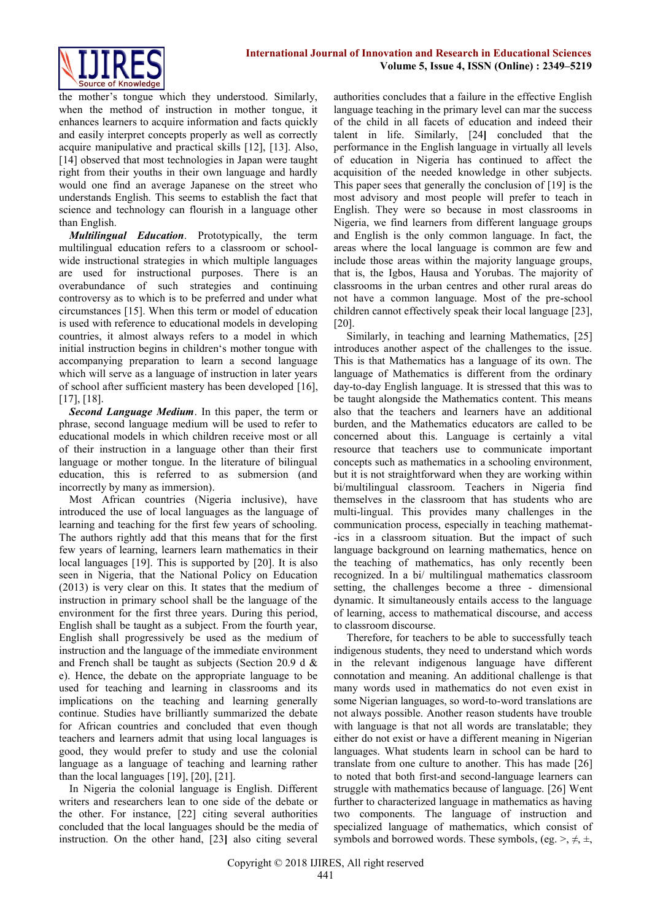the mother's tongue which they understood. Similarly, when the method of instruction in mother tongue, it enhances learners to acquire information and facts quickly and easily interpret concepts properly as well as correctly acquire manipulative and practical skills [12], [13]. Also, [14] observed that most technologies in Japan were taught right from their youths in their own language and hardly would one find an average Japanese on the street who understands English. This seems to establish the fact that science and technology can flourish in a language other than English.

***Multilingual Education***. Prototypically, the term multilingual education refers to a classroom or school-wide instructional strategies in which multiple languages are used for instructional purposes. There is an overabundance of such strategies and continuing controversy as to which is to be preferred and under what circumstances [15]. When this term or model of education is used with reference to educational models in developing countries, it almost always refers to a model in which initial instruction begins in children's mother tongue with accompanying preparation to learn a second language which will serve as a language of instruction in later years of school after sufficient mastery has been developed [16], [17], [18].

***Second Language Medium***. In this paper, the term or phrase, second language medium will be used to refer to educational models in which children receive most or all of their instruction in a language other than their first language or mother tongue. In the literature of bilingual education, this is referred to as submersion (and incorrectly by many as immersion).

Most African countries (Nigeria inclusive), have introduced the use of local languages as the language of learning and teaching for the first few years of schooling. The authors rightly add that this means that for the first few years of learning, learners learn mathematics in their local languages [19]. This is supported by [20]. It is also seen in Nigeria, that the National Policy on Education (2013) is very clear on this. It states that the medium of instruction in primary school shall be the language of the environment for the first three years. During this period, English shall be taught as a subject. From the fourth year, English shall progressively be used as the medium of instruction and the language of the immediate environment and French shall be taught as subjects (Section 20.9 d & e). Hence, the debate on the appropriate language to be used for teaching and learning in classrooms and its implications on the teaching and learning generally continue. Studies have brilliantly summarized the debate for African countries and concluded that even though teachers and learners admit that using local languages is good, they would prefer to study and use the colonial language as a language of teaching and learning rather than the local languages [19], [20], [21].

In Nigeria the colonial language is English. Different writers and researchers lean to one side of the debate or the other. For instance, [22] citing several authorities concluded that the local languages should be the media of instruction. On the other hand, [23] also citing several authorities concludes that a failure in the effective English language teaching in the primary level can mar the success of the child in all facets of education and indeed their talent in life. Similarly, [24] concluded that the performance in the English language in virtually all levels of education in Nigeria has continued to affect the acquisition of the needed knowledge in other subjects. This paper sees that generally the conclusion of [19] is the most advisory and most people will prefer to teach in English. They were so because in most classrooms in Nigeria, we find learners from different language groups and English is the only common language. In fact, the areas where the local language is common are few and include those areas within the majority language groups, that is, the Igbos, Hausa and Yorubas. The majority of classrooms in the urban centres and other rural areas do not have a common language. Most of the pre-school children cannot effectively speak their local language [23], [20].

Similarly, in teaching and learning Mathematics, [25] introduces another aspect of the challenges to the issue. This is that Mathematics has a language of its own. The language of Mathematics is different from the ordinary day-to-day English language. It is stressed that this was to be taught alongside the Mathematics content. This means also that the teachers and learners have an additional burden, and the Mathematics educators are called to be concerned about this. Language is certainly a vital resource that teachers use to communicate important concepts such as mathematics in a schooling environment, but it is not straightforward when they are working within bi/multilingual classroom. Teachers in Nigeria find themselves in the classroom that has students who are multi-lingual. This provides many challenges in the communication process, especially in teaching mathematics in a classroom situation. But the impact of such language background on learning mathematics, hence on the teaching of mathematics, has only recently been recognized. In a bi/ multilingual mathematics classroom setting, the challenges become a three - dimensional dynamic. It simultaneously entails access to the language of learning, access to mathematical discourse, and access to classroom discourse.

Therefore, for teachers to be able to successfully teach indigenous students, they need to understand which words in the relevant indigenous language have different connotation and meaning. An additional challenge is that many words used in mathematics do not even exist in some Nigerian languages, so word-to-word translations are not always possible. Another reason students have trouble with language is that not all words are translatable; they either do not exist or have a different meaning in Nigerian languages. What students learn in school can be hard to translate from one culture to another. This has made [26] to noted that both first-and second-language learners can struggle with mathematics because of language. [26] Went further to characterized language in mathematics as having two components. The language of instruction and specialized language of mathematics, which consist of symbols and borrowed words. These symbols, (eg. $>$, $\neq$, $\pm$,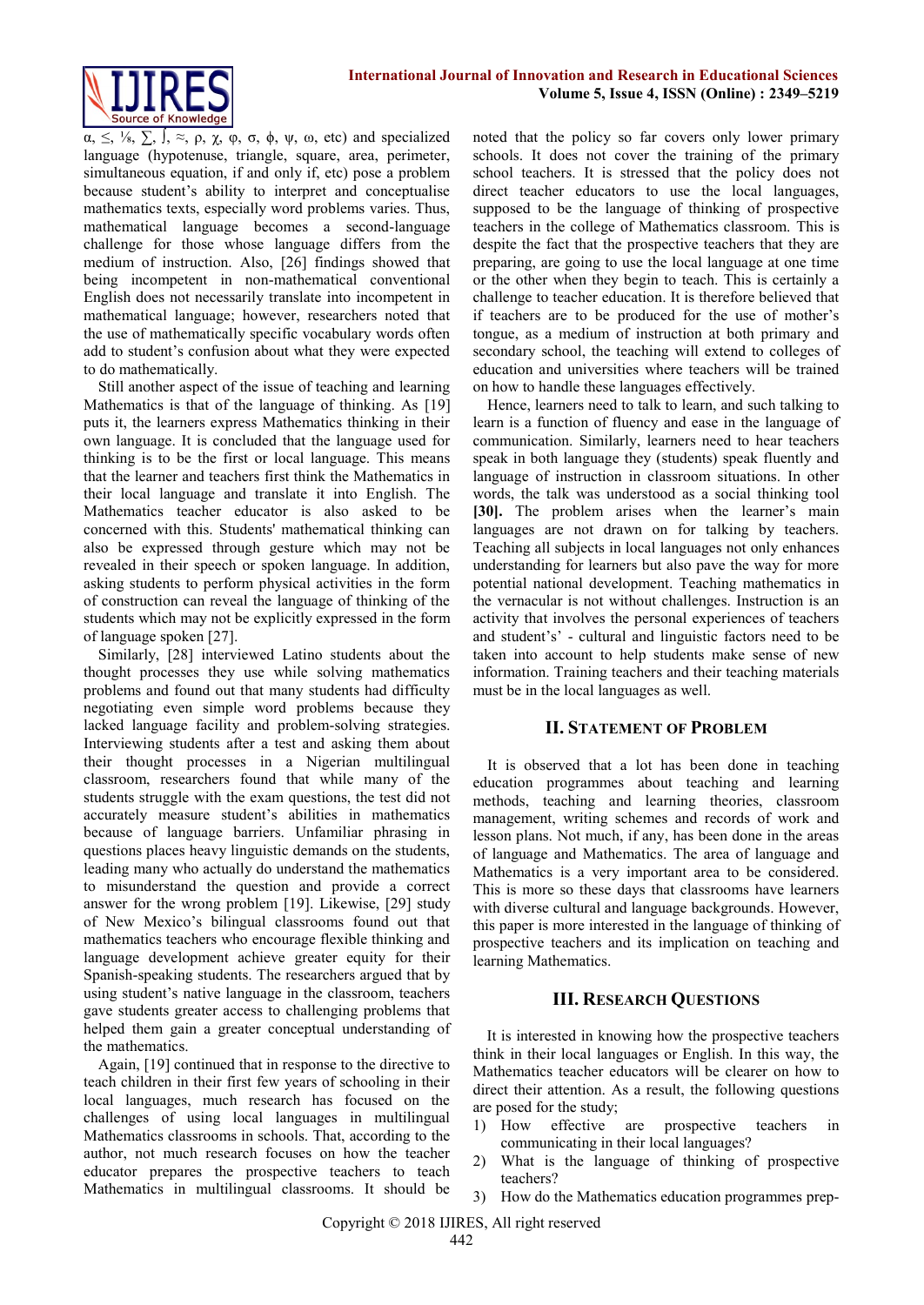α, ≤, ⅛, ∑, ∫, ≈, ρ, χ, φ, σ, ϕ, ψ, ω, etc) and specialized language (hypotenuse, triangle, square, area, perimeter, simultaneous equation, if and only if, etc) pose a problem because student's ability to interpret and conceptualise mathematics texts, especially word problems varies. Thus, mathematical language becomes a second-language challenge for those whose language differs from the medium of instruction. Also, [26] findings showed that being incompetent in non-mathematical conventional English does not necessarily translate into incompetent in mathematical language; however, researchers noted that the use of mathematically specific vocabulary words often add to student's confusion about what they were expected to do mathematically.

Still another aspect of the issue of teaching and learning Mathematics is that of the language of thinking. As [19] puts it, the learners express Mathematics thinking in their own language. It is concluded that the language used for thinking is to be the first or local language. This means that the learner and teachers first think the Mathematics in their local language and translate it into English. The Mathematics teacher educator is also asked to be concerned with this. Students' mathematical thinking can also be expressed through gesture which may not be revealed in their speech or spoken language. In addition, asking students to perform physical activities in the form of construction can reveal the language of thinking of the students which may not be explicitly expressed in the form of language spoken [27].

Similarly, [28] interviewed Latino students about the thought processes they use while solving mathematics problems and found out that many students had difficulty negotiating even simple word problems because they lacked language facility and problem-solving strategies. Interviewing students after a test and asking them about their thought processes in a Nigerian multilingual classroom, researchers found that while many of the students struggle with the exam questions, the test did not accurately measure student's abilities in mathematics because of language barriers. Unfamiliar phrasing in questions places heavy linguistic demands on the students, leading many who actually do understand the mathematics to misunderstand the question and provide a correct answer for the wrong problem [19]. Likewise, [29] study of New Mexico's bilingual classrooms found out that mathematics teachers who encourage flexible thinking and language development achieve greater equity for their Spanish-speaking students. The researchers argued that by using student's native language in the classroom, teachers gave students greater access to challenging problems that helped them gain a greater conceptual understanding of the mathematics.

Again, [19] continued that in response to the directive to teach children in their first few years of schooling in their local languages, much research has focused on the challenges of using local languages in multilingual Mathematics classrooms in schools. That, according to the author, not much research focuses on how the teacher educator prepares the prospective teachers to teach Mathematics in multilingual classrooms. It should be noted that the policy so far covers only lower primary schools. It does not cover the training of the primary school teachers. It is stressed that the policy does not direct teacher educators to use the local languages, supposed to be the language of thinking of prospective teachers in the college of Mathematics classroom. This is despite the fact that the prospective teachers that they are preparing, are going to use the local language at one time or the other when they begin to teach. This is certainly a challenge to teacher education. It is therefore believed that if teachers are to be produced for the use of mother's tongue, as a medium of instruction at both primary and secondary school, the teaching will extend to colleges of education and universities where teachers will be trained on how to handle these languages effectively.

Hence, learners need to talk to learn, and such talking to learn is a function of fluency and ease in the language of communication. Similarly, learners need to hear teachers speak in both language they (students) speak fluently and language of instruction in classroom situations. In other words, the talk was understood as a social thinking tool **[30].** The problem arises when the learner's main languages are not drawn on for talking by teachers. Teaching all subjects in local languages not only enhances understanding for learners but also pave the way for more potential national development. Teaching mathematics in the vernacular is not without challenges. Instruction is an activity that involves the personal experiences of teachers and student's' - cultural and linguistic factors need to be taken into account to help students make sense of new information. Training teachers and their teaching materials must be in the local languages as well.

## II. Statement of Problem

It is observed that a lot has been done in teaching education programmes about teaching and learning methods, teaching and learning theories, classroom management, writing schemes and records of work and lesson plans. Not much, if any, has been done in the areas of language and Mathematics. The area of language and Mathematics is a very important area to be considered. This is more so these days that classrooms have learners with diverse cultural and language backgrounds. However, this paper is more interested in the language of thinking of prospective teachers and its implication on teaching and learning Mathematics.

## III. Research Questions

It is interested in knowing how the prospective teachers think in their local languages or English. In this way, the Mathematics teacher educators will be clearer on how to direct their attention. As a result, the following questions are posed for the study;

1) How effective are prospective teachers in communicating in their local languages?
2) What is the language of thinking of prospective teachers?
3) How do the Mathematics education programmes prep-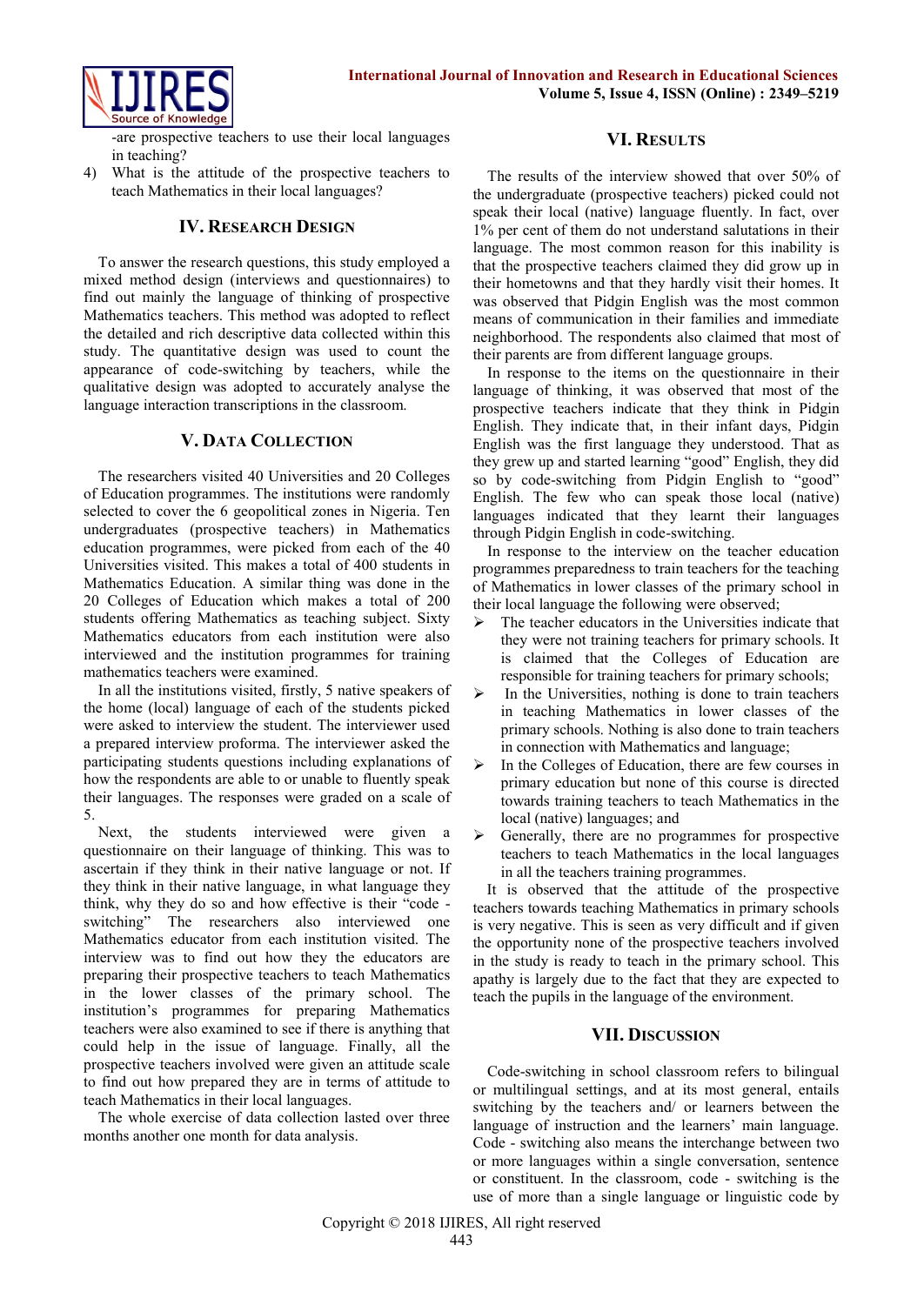-are prospective teachers to use their local languages in teaching?

4) What is the attitude of the prospective teachers to teach Mathematics in their local languages?

## IV. Research Design

To answer the research questions, this study employed a mixed method design (interviews and questionnaires) to find out mainly the language of thinking of prospective Mathematics teachers. This method was adopted to reflect the detailed and rich descriptive data collected within this study. The quantitative design was used to count the appearance of code-switching by teachers, while the qualitative design was adopted to accurately analyse the language interaction transcriptions in the classroom.

## V. Data Collection

The researchers visited 40 Universities and 20 Colleges of Education programmes. The institutions were randomly selected to cover the 6 geopolitical zones in Nigeria. Ten undergraduates (prospective teachers) in Mathematics education programmes, were picked from each of the 40 Universities visited. This makes a total of 400 students in Mathematics Education. A similar thing was done in the 20 Colleges of Education which makes a total of 200 students offering Mathematics as teaching subject. Sixty Mathematics educators from each institution were also interviewed and the institution programmes for training mathematics teachers were examined.

In all the institutions visited, firstly, 5 native speakers of the home (local) language of each of the students picked were asked to interview the student. The interviewer used a prepared interview proforma. The interviewer asked the participating students questions including explanations of how the respondents are able to or unable to fluently speak their languages. The responses were graded on a scale of 5.

Next, the students interviewed were given a questionnaire on their language of thinking. This was to ascertain if they think in their native language or not. If they think in their native language, in what language they think, why they do so and how effective is their "code - switching" The researchers also interviewed one Mathematics educator from each institution visited. The interview was to find out how they the educators are preparing their prospective teachers to teach Mathematics in the lower classes of the primary school. The institution's programmes for preparing Mathematics teachers were also examined to see if there is anything that could help in the issue of language. Finally, all the prospective teachers involved were given an attitude scale to find out how prepared they are in terms of attitude to teach Mathematics in their local languages.

The whole exercise of data collection lasted over three months another one month for data analysis.

## VI. Results

The results of the interview showed that over 50% of the undergraduate (prospective teachers) picked could not speak their local (native) language fluently. In fact, over 1% per cent of them do not understand salutations in their language. The most common reason for this inability is that the prospective teachers claimed they did grow up in their hometowns and that they hardly visit their homes. It was observed that Pidgin English was the most common means of communication in their families and immediate neighborhood. The respondents also claimed that most of their parents are from different language groups.

In response to the items on the questionnaire in their language of thinking, it was observed that most of the prospective teachers indicate that they think in Pidgin English. They indicate that, in their infant days, Pidgin English was the first language they understood. That as they grew up and started learning "good" English, they did so by code-switching from Pidgin English to "good" English. The few who can speak those local (native) languages indicated that they learnt their languages through Pidgin English in code-switching.

In response to the interview on the teacher education programmes preparedness to train teachers for the teaching of Mathematics in lower classes of the primary school in their local language the following were observed;

- The teacher educators in the Universities indicate that they were not training teachers for primary schools. It is claimed that the Colleges of Education are responsible for training teachers for primary schools;
- In the Universities, nothing is done to train teachers in teaching Mathematics in lower classes of the primary schools. Nothing is also done to train teachers in connection with Mathematics and language;
- In the Colleges of Education, there are few courses in primary education but none of this course is directed towards training teachers to teach Mathematics in the local (native) languages; and
- Generally, there are no programmes for prospective teachers to teach Mathematics in the local languages in all the teachers training programmes.

It is observed that the attitude of the prospective teachers towards teaching Mathematics in primary schools is very negative. This is seen as very difficult and if given the opportunity none of the prospective teachers involved in the study is ready to teach in the primary school. This apathy is largely due to the fact that they are expected to teach the pupils in the language of the environment.

## VII. Discussion

Code-switching in school classroom refers to bilingual or multilingual settings, and at its most general, entails switching by the teachers and/ or learners between the language of instruction and the learners' main language. Code - switching also means the interchange between two or more languages within a single conversation, sentence or constituent. In the classroom, code - switching is the use of more than a single language or linguistic code by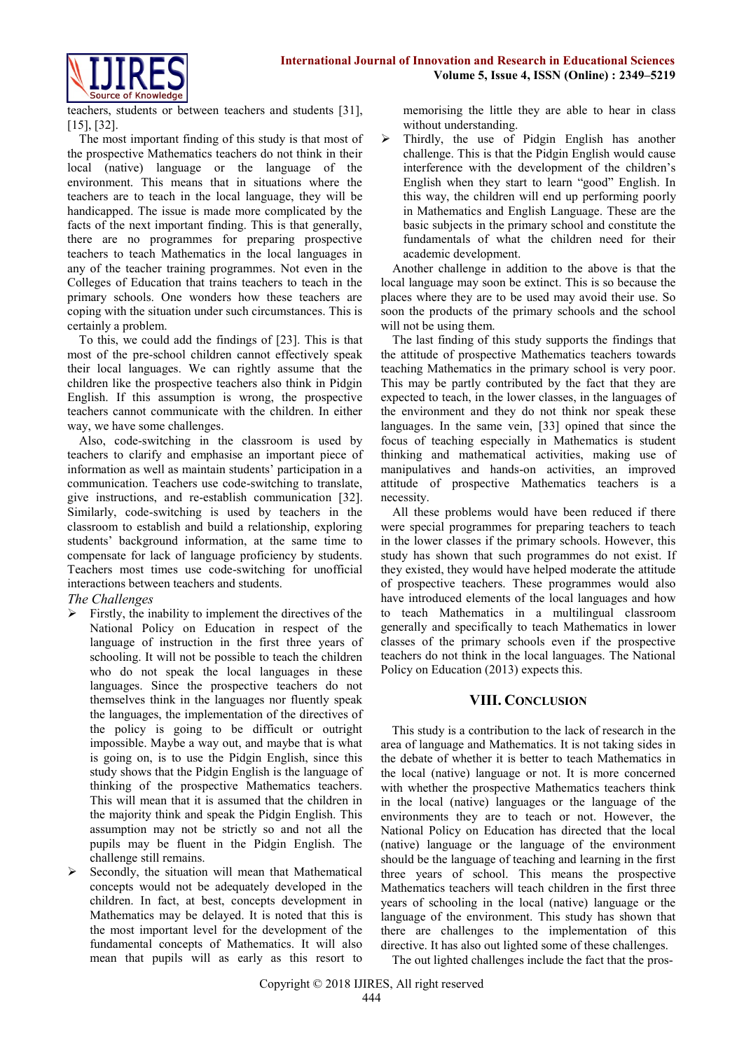teachers, students or between teachers and students [31], [15], [32].

The most important finding of this study is that most of the prospective Mathematics teachers do not think in their local (native) language or the language of the environment. This means that in situations where the teachers are to teach in the local language, they will be handicapped. The issue is made more complicated by the facts of the next important finding. This is that generally, there are no programmes for preparing prospective teachers to teach Mathematics in the local languages in any of the teacher training programmes. Not even in the Colleges of Education that trains teachers to teach in the primary schools. One wonders how these teachers are coping with the situation under such circumstances. This is certainly a problem.

To this, we could add the findings of [23]. This is that most of the pre-school children cannot effectively speak their local languages. We can rightly assume that the children like the prospective teachers also think in Pidgin English. If this assumption is wrong, the prospective teachers cannot communicate with the children. In either way, we have some challenges.

Also, code-switching in the classroom is used by teachers to clarify and emphasise an important piece of information as well as maintain students' participation in a communication. Teachers use code-switching to translate, give instructions, and re-establish communication [32]. Similarly, code-switching is used by teachers in the classroom to establish and build a relationship, exploring students' background information, at the same time to compensate for lack of language proficiency by students. Teachers most times use code-switching for unofficial interactions between teachers and students.

*The Challenges*

- Firstly, the inability to implement the directives of the National Policy on Education in respect of the language of instruction in the first three years of schooling. It will not be possible to teach the children who do not speak the local languages in these languages. Since the prospective teachers do not themselves think in the languages nor fluently speak the languages, the implementation of the directives of the policy is going to be difficult or outright impossible. Maybe a way out, and maybe that is what is going on, is to use the Pidgin English, since this study shows that the Pidgin English is the language of thinking of the prospective Mathematics teachers. This will mean that it is assumed that the children in the majority think and speak the Pidgin English. This assumption may not be strictly so and not all the pupils may be fluent in the Pidgin English. The challenge still remains.
- Secondly, the situation will mean that Mathematical concepts would not be adequately developed in the children. In fact, at best, concepts development in Mathematics may be delayed. It is noted that this is the most important level for the development of the fundamental concepts of Mathematics. It will also mean that pupils will as early as this resort to memorising the little they are able to hear in class without understanding.
- Thirdly, the use of Pidgin English has another challenge. This is that the Pidgin English would cause interference with the development of the children's English when they start to learn "good" English. In this way, the children will end up performing poorly in Mathematics and English Language. These are the basic subjects in the primary school and constitute the fundamentals of what the children need for their academic development.

Another challenge in addition to the above is that the local language may soon be extinct. This is so because the places where they are to be used may avoid their use. So soon the products of the primary schools and the school will not be using them.

The last finding of this study supports the findings that the attitude of prospective Mathematics teachers towards teaching Mathematics in the primary school is very poor. This may be partly contributed by the fact that they are expected to teach, in the lower classes, in the languages of the environment and they do not think nor speak these languages. In the same vein, [33] opined that since the focus of teaching especially in Mathematics is student thinking and mathematical activities, making use of manipulatives and hands-on activities, an improved attitude of prospective Mathematics teachers is a necessity.

All these problems would have been reduced if there were special programmes for preparing teachers to teach in the lower classes if the primary schools. However, this study has shown that such programmes do not exist. If they existed, they would have helped moderate the attitude of prospective teachers. These programmes would also have introduced elements of the local languages and how to teach Mathematics in a multilingual classroom generally and specifically to teach Mathematics in lower classes of the primary schools even if the prospective teachers do not think in the local languages. The National Policy on Education (2013) expects this.

## VIII. Conclusion

This study is a contribution to the lack of research in the area of language and Mathematics. It is not taking sides in the debate of whether it is better to teach Mathematics in the local (native) language or not. It is more concerned with whether the prospective Mathematics teachers think in the local (native) languages or the language of the environments they are to teach or not. However, the National Policy on Education has directed that the local (native) language or the language of the environment should be the language of teaching and learning in the first three years of school. This means the prospective Mathematics teachers will teach children in the first three years of schooling in the local (native) language or the language of the environment. This study has shown that there are challenges to the implementation of this directive. It has also out lighted some of these challenges.

The out lighted challenges include the fact that the pros-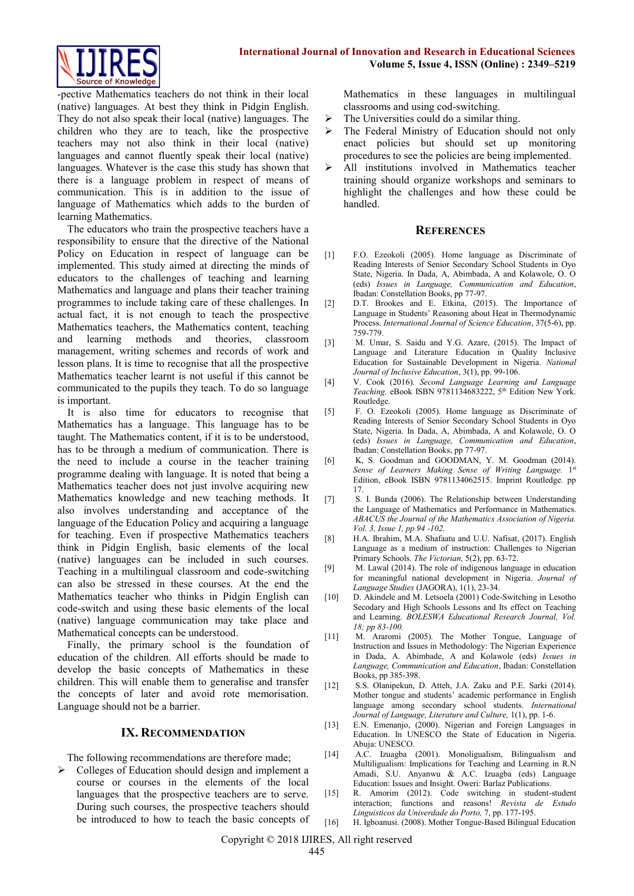-pective Mathematics teachers do not think in their local (native) languages. At best they think in Pidgin English. They do not also speak their local (native) languages. The children who they are to teach, like the prospective teachers may not also think in their local (native) languages and cannot fluently speak their local (native) languages. Whatever is the case this study has shown that there is a language problem in respect of means of communication. This is in addition to the issue of language of Mathematics which adds to the burden of learning Mathematics.

The educators who train the prospective teachers have a responsibility to ensure that the directive of the National Policy on Education in respect of language can be implemented. This study aimed at directing the minds of educators to the challenges of teaching and learning Mathematics and language and plans their teacher training programmes to include taking care of these challenges. In actual fact, it is not enough to teach the prospective Mathematics teachers, the Mathematics content, teaching and learning methods and theories, classroom management, writing schemes and records of work and lesson plans. It is time to recognise that all the prospective Mathematics teacher learnt is not useful if this cannot be communicated to the pupils they teach. To do so language is important.

It is also time for educators to recognise that Mathematics has a language. This language has to be taught. The Mathematics content, if it is to be understood, has to be through a medium of communication. There is the need to include a course in the teacher training programme dealing with language. It is noted that being a Mathematics teacher does not just involve acquiring new Mathematics knowledge and new teaching methods. It also involves understanding and acceptance of the language of the Education Policy and acquiring a language for teaching. Even if prospective Mathematics teachers think in Pidgin English, basic elements of the local (native) languages can be included in such courses. Teaching in a multilingual classroom and code-switching can also be stressed in these courses. At the end the Mathematics teacher who thinks in Pidgin English can code-switch and using these basic elements of the local (native) language communication may take place and Mathematical concepts can be understood.

Finally, the primary school is the foundation of education of the children. All efforts should be made to develop the basic concepts of Mathematics in these children. This will enable them to generalise and transfer the concepts of later and avoid rote memorisation. Language should not be a barrier.

## IX. Recommendation

The following recommendations are therefore made;

- Colleges of Education should design and implement a course or courses in the elements of the local languages that the prospective teachers are to serve. During such courses, the prospective teachers should be introduced to how to teach the basic concepts of Mathematics in these languages in multilingual classrooms and using cod-switching.
- The Universities could do a similar thing.
- The Federal Ministry of Education should not only enact policies but should set up monitoring procedures to see the policies are being implemented.
- All institutions involved in Mathematics teacher training should organize workshops and seminars to highlight the challenges and how these could be handled.

## References

[1] F.O. Ezeokoli (2005). Home language as Discriminate of Reading Interests of Senior Secondary School Students in Oyo State, Nigeria. In Dada, A, Abimbada, A and Kolawole, O. O (eds) *Issues in Language, Communication and Education*, Ibadan: Constellation Books, pp 77-97.

[2] D.T. Brookes and E. Etkina, (2015). The Importance of Language in Students' Reasoning about Heat in Thermodynamic Process. *International Journal of Science Education*, 37(5-6), pp. 759-779.

[3] M. Umar, S. Saidu and Y.G. Azare, (2015). The Impact of Language and Literature Education in Quality Inclusive Education for Sustainable Development in Nigeria. *National Journal of Inclusive Education*, 3(1), pp. 99-106.

[4] V. Cook (2016). *Second Language Learning and Language Teaching.* eBook ISBN 9781134683222, 5th Edition New York. Routledge.

[5] F. O. Ezeokoli (2005). Home language as Discriminate of Reading Interests of Senior Secondary School Students in Oyo State, Nigeria. In Dada, A, Abimbada, A and Kolawole, O. O (eds) *Issues in Language, Communication and Education*, Ibadan: Constellation Books, pp 77-97.

[6] K, S. Goodman and GOODMAN, Y. M. Goodman (2014). *Sense of Learners Making Sense of Writing Language.* 1st Edition, eBook ISBN 9781134062515. Imprint Routledge. pp 17.

[7] S. I. Bunda (2006). The Relationship between Understanding the Language of Mathematics and Performance in Mathematics. *ABACUS the Journal of the Mathematics Association of Nigeria. Vol. 3, Issue 1, pp 94 -102.*

[8] H.A. Ibrahim, M.A. Shafaatu and U.U. Nafisat, (2017). English Language as a medium of instruction: Challenges to Nigerian Primary Schools. *The Victorian,* 5(2), pp. 63-72.

[9] M. Lawal (2014). The role of indigenous language in education for meaningful national development in Nigeria. *Journal of Language Studies* (JAGORA), 1(1), 23-34.

[10] D. Akindele and M. Letsoela (2001) Code-Switching in Lesotho Secodary and High Schools Lessons and Its effect on Teaching and Learning. *BOLESWA Educational Research Journal, Vol. 18; pp 83-100.*

[11] M. Araromi (2005). The Mother Tongue, Language of Instruction and Issues in Methodology: The Nigerian Experience in Dada, A. Abimbade, A and Kolawole (eds) *Issues in Language, Communication and Education*, Ibadan: Constellation Books, pp 385-398.

[12] S.S. Olanipekun, D. Atteh, J.A. Zaku and P.E. Sarki (2014). Mother tongue and students' academic performance in English language among secondary school students. *International Journal of Language, Literature and Culture,* 1(1), pp. 1-6.

[13] E.N. Emenanjo, (2000). Nigerian and Foreign Languages in Education. In UNESCO the State of Education in Nigeria. Abuja: UNESCO.

[14] A.C. Izuagba (2001). Monoligualism, Bilingualism and Multilingualism: Implications for Teaching and Learning in R.N Amadi, S.U. Anyanwu & A.C. Izuagba (eds) Language Education: Issues and Insight. Oweri: Barlaz Publications.

[15] R. Amorim (2012). Code switching in student-student interaction; functions and reasons! *Revista de Estudo Linguisticos da Univerdade do Porto,* 7, pp. 177-195.

[16] H. Igboanusi. (2008). Mother Tongue-Based Bilingual Education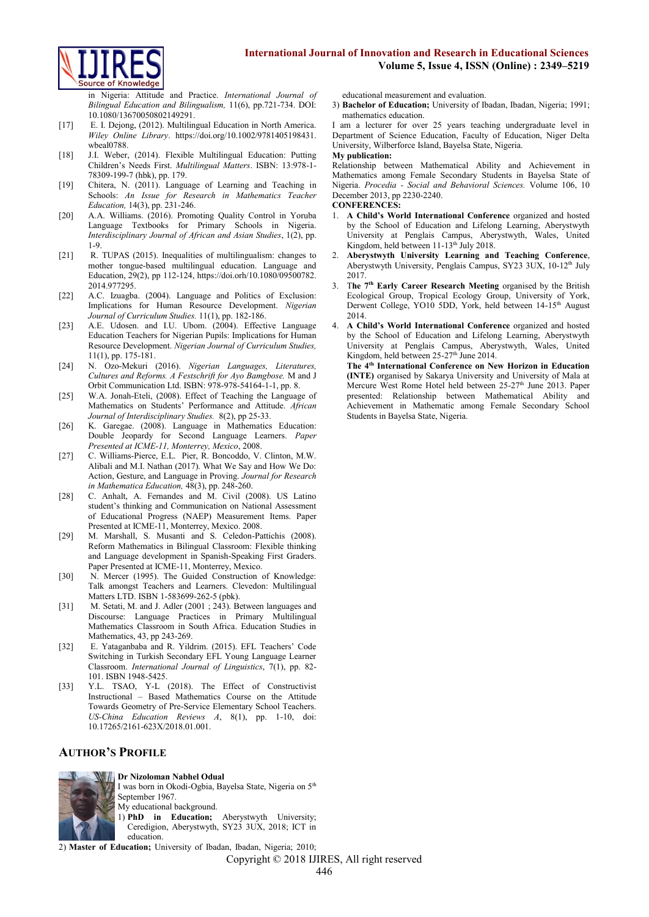in Nigeria: Attitude and Practice. *International Journal of Bilingual Education and Bilingualism,* 11(6), pp.721-734. DOI: 10.1080/13670050802149291.

[17] E. I. Dejong, (2012). Multilingual Education in North America. *Wiley Online Library*. https://doi.org/10.1002/9781405198431.wbeal0788.

[18] J.I. Weber, (2014). Flexible Multilingual Education: Putting Children's Needs First. *Multilingual Matters*. ISBN: 13:978-1-78309-199-7 (hbk), pp. 179.

[19] Chitera, N. (2011). Language of Learning and Teaching in Schools: *An Issue for Research in Mathematics Teacher Education,* 14(3), pp. 231-246.

[20] A.A. Williams. (2016). Promoting Quality Control in Yoruba Language Textbooks for Primary Schools in Nigeria. *Interdisciplinary Journal of African and Asian Studies*, 1(2), pp. 1-9.

[21] R. TUPAS (2015). Inequalities of multilingualism: changes to mother tongue-based multilingual education. Language and Education, 29(2), pp 112-124, https://doi.orh/10.1080/09500782.2014.977295.

[22] A.C. Izuagba. (2004). Language and Politics of Exclusion: Implications for Human Resource Development. *Nigerian Journal of Curriculum Studies.* 11(1), pp. 182-186.

[23] A.E. Udosen. and I.U. Ubom. (2004). Effective Language Education Teachers for Nigerian Pupils: Implications for Human Resource Development. *Nigerian Journal of Curriculum Studies,* 11(1), pp. 175-181.

[24] N. Ozo-Mekuri (2016). *Nigerian Languages, Literatures, Cultures and Reforms. A Festschrift for Ayo Bamgbose.* M and J Orbit Communication Ltd. ISBN: 978-978-54164-1-1, pp. 8.

[25] W.A. Jonah-Eteli, (2008). Effect of Teaching the Language of Mathematics on Students' Performance and Attitude. *African Journal of Interdisciplinary Studies.* 8(2), pp 25-33.

[26] K. Garegae. (2008). Language in Mathematics Education: Double Jeopardy for Second Language Learners. *Paper Presented at ICME-11, Monterrey, Mexico*, 2008.

[27] C. Williams-Pierce, E.L. Pier, R. Boncoddo, V. Clinton, M.W. Alibali and M.I. Nathan (2017). What We Say and How We Do: Action, Gesture, and Language in Proving. *Journal for Research in Mathematica Education,* 48(3), pp. 248-260.

[28] C. Anhalt, A. Fernandes and M. Civil (2008). US Latino student's thinking and Communication on National Assessment of Educational Progress (NAEP) Measurement Items. Paper Presented at ICME-11, Monterrey, Mexico. 2008.

[29] M. Marshall, S. Musanti and S. Celedon-Pattichis (2008). Reform Mathematics in Bilingual Classroom: Flexible thinking and Language development in Spanish-Speaking First Graders. Paper Presented at ICME-11, Monterrey, Mexico.

[30] N. Mercer (1995). The Guided Construction of Knowledge: Talk amongst Teachers and Learners. Clevedon: Multilingual Matters LTD. ISBN 1-583699-262-5 (pbk).

[31] M. Setati, M. and J. Adler (2001 ; 243). Between languages and Discourse: Language Practices in Primary Multilingual Mathematics Classroom in South Africa. Education Studies in Mathematics, 43, pp 243-269.

[32] E. Yataganbaba and R. Yildrim. (2015). EFL Teachers' Code Switching in Turkish Secondary EFL Young Language Learner Classroom. *International Journal of Linguistics*, 7(1), pp. 82-101. ISBN 1948-5425.

[33] Y.L. TSAO, Y-L (2018). The Effect of Constructivist Instructional – Based Mathematics Course on the Attitude Towards Geometry of Pre-Service Elementary School Teachers. *US-China Education Reviews A*, 8(1), pp. 1-10, doi: 10.17265/2161-623X/2018.01.001.

## Author's Profile

**Dr Nizoloman Nabhel Odual**

I was born in Okodi-Ogbia, Bayelsa State, Nigeria on 5th September 1967.

My educational background.

1) **PhD in Education;** Aberystwyth University; Ceredigion, Aberystwyth, SY23 3UX, 2018; ICT in education.
2) **Master of Education;** University of Ibadan, Ibadan, Nigeria; 2010; educational measurement and evaluation.
3) **Bachelor of Education;** University of Ibadan, Ibadan, Nigeria; 1991; mathematics education.

I am a lecturer for over 25 years teaching undergraduate level in Department of Science Education, Faculty of Education, Niger Delta University, Wilberforce Island, Bayelsa State, Nigeria.

**My publication:**

Relationship between Mathematical Ability and Achievement in Mathematics among Female Secondary Students in Bayelsa State of Nigeria. *Procedia - Social and Behavioral Sciences.* Volume 106, 10 December 2013, pp 2230-2240.

**CONFERENCES:**

1. **A Child's World International Conference** organized and hosted by the School of Education and Lifelong Learning, Aberystwyth University at Penglais Campus, Aberystwyth, Wales, United Kingdom, held between 11-13th July 2018.
2. **Aberystwyth University Learning and Teaching Conference**, Aberystwyth University, Penglais Campus, SY23 3UX, 10-12th July 2017.
3. **The 7th Early Career Research Meeting** organised by the British Ecological Group, Tropical Ecology Group, University of York, Derwent College, YO10 5DD, York, held between 14-15th August 2014.
4. **A Child's World International Conference** organized and hosted by the School of Education and Lifelong Learning, Aberystwyth University at Penglais Campus, Aberystwyth, Wales, United Kingdom, held between 25-27th June 2014.

**The 4th International Conference on New Horizon in Education (INTE)** organised by Sakarya University and University of Mala at Mercure West Rome Hotel held between 25-27th June 2013. Paper presented: Relationship between Mathematical Ability and Achievement in Mathematic among Female Secondary School Students in Bayelsa State, Nigeria.